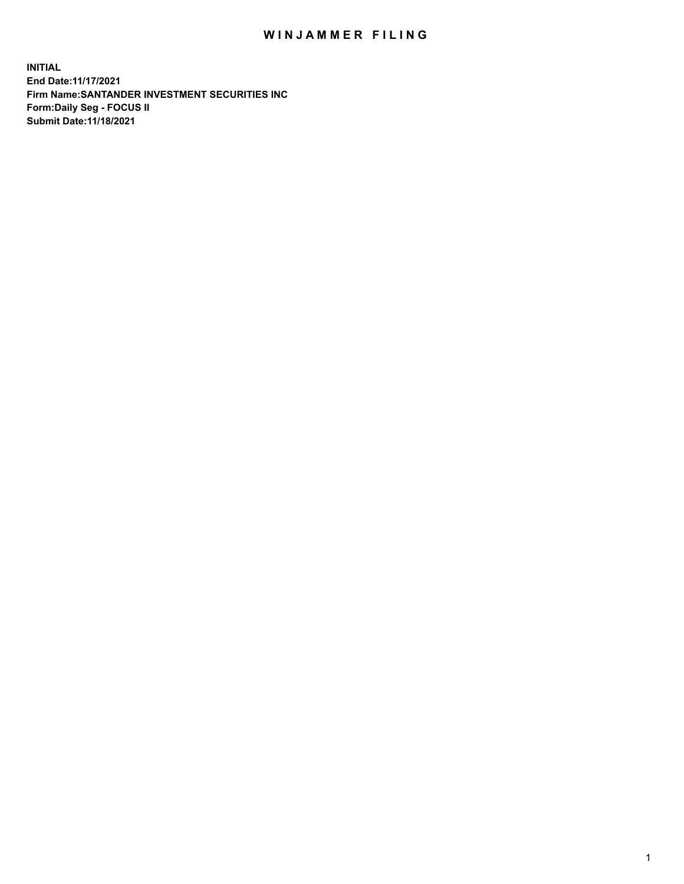# WINJAMMER FILING

**INITIAL**
**End Date:11/17/2021**
**Firm Name:SANTANDER INVESTMENT SECURITIES INC**
**Form:Daily Seg - FOCUS II**
**Submit Date:11/18/2021**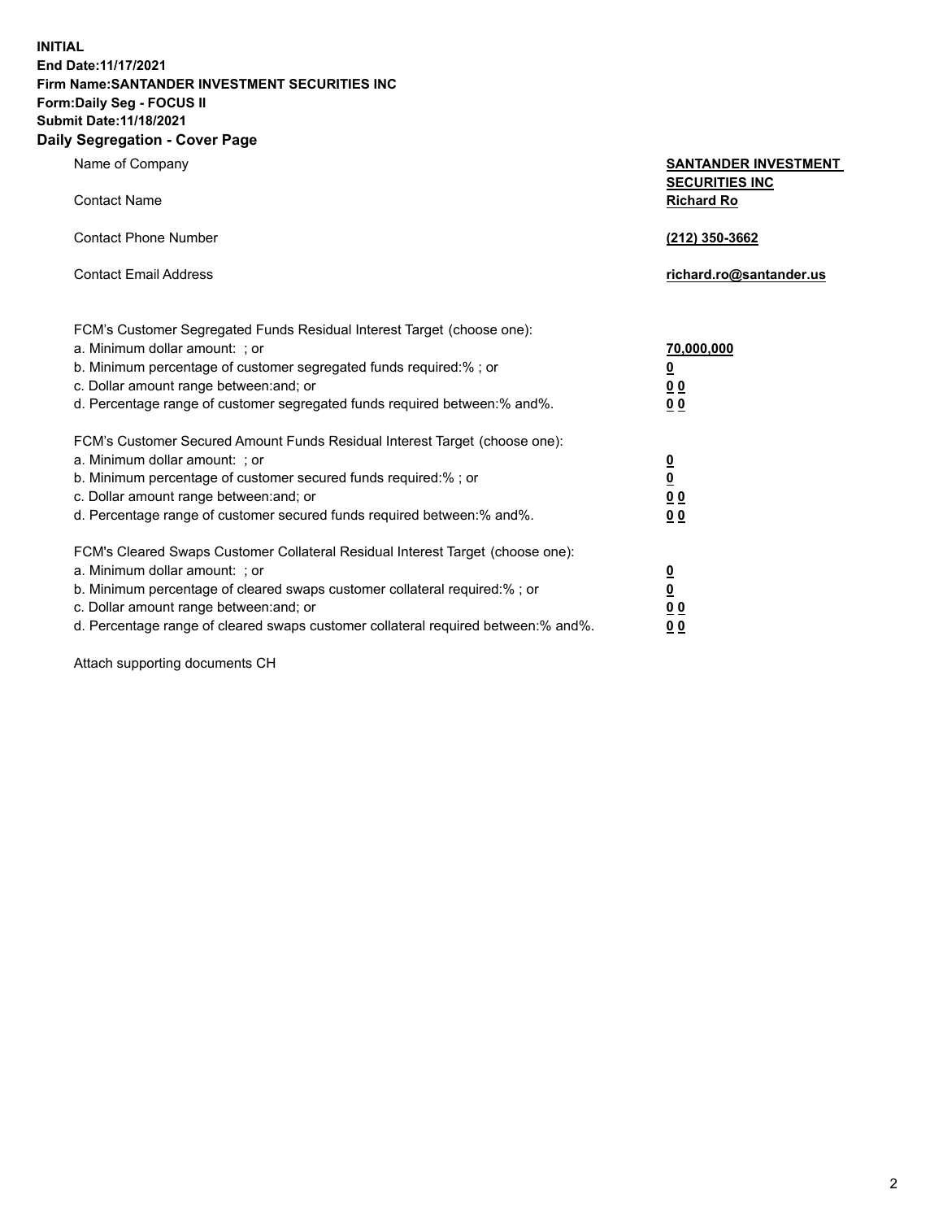**INITIAL**
**End Date:11/17/2021**
**Firm Name:SANTANDER INVESTMENT SECURITIES INC**
**Form:Daily Seg - FOCUS II**
**Submit Date:11/18/2021**

## Daily Segregation - Cover Page

| | |
|---|---|
| Name of Company | **SANTANDER INVESTMENT SECURITIES INC** |
| Contact Name | **Richard Ro** |
| Contact Phone Number | **(212) 350-3662** |
| Contact Email Address | **richard.ro@santander.us** |

FCM's Customer Segregated Funds Residual Interest Target (choose one):

| | |
|---|---|
| a. Minimum dollar amount: ; or | **70,000,000** |
| b. Minimum percentage of customer segregated funds required:% ; or | **0** |
| c. Dollar amount range between:and; or | **0 0** |
| d. Percentage range of customer segregated funds required between:% and%. | **0 0** |

FCM's Customer Secured Amount Funds Residual Interest Target (choose one):

| | |
|---|---|
| a. Minimum dollar amount: ; or | **0** |
| b. Minimum percentage of customer secured funds required:% ; or | **0** |
| c. Dollar amount range between:and; or | **0 0** |
| d. Percentage range of customer secured funds required between:% and%. | **0 0** |

FCM's Cleared Swaps Customer Collateral Residual Interest Target (choose one):

| | |
|---|---|
| a. Minimum dollar amount: ; or | **0** |
| b. Minimum percentage of cleared swaps customer collateral required:% ; or | **0** |
| c. Dollar amount range between:and; or | **0 0** |
| d. Percentage range of cleared swaps customer collateral required between:% and%. | **0 0** |

Attach supporting documents CH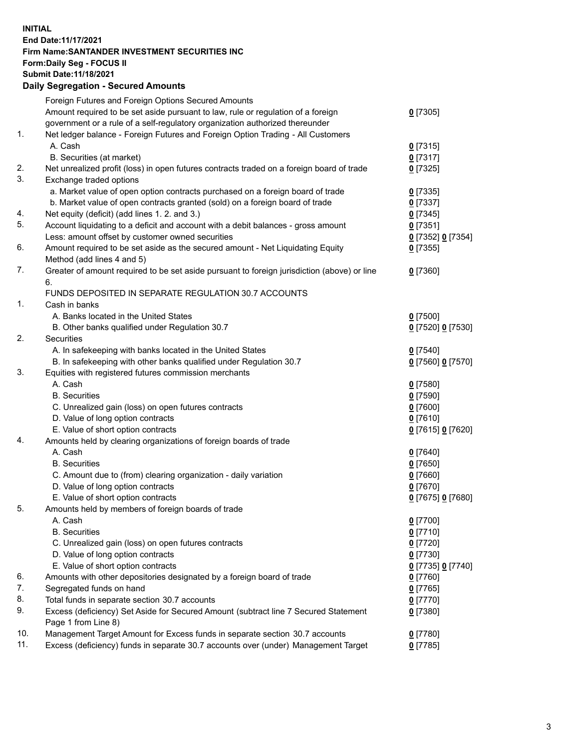**INITIAL**
**End Date:11/17/2021**
**Firm Name:SANTANDER INVESTMENT SECURITIES INC**
**Form:Daily Seg - FOCUS II**
**Submit Date:11/18/2021**

## Daily Segregation - Secured Amounts

| | | |
|---|---|---|
| | Foreign Futures and Foreign Options Secured Amounts | |
| | Amount required to be set aside pursuant to law, rule or regulation of a foreign government or a rule of a self-regulatory organization authorized thereunder | **0** [7305] |
| 1. | Net ledger balance - Foreign Futures and Foreign Option Trading - All Customers | |
| | A. Cash | **0** [7315] |
| | B. Securities (at market) | **0** [7317] |
| 2. | Net unrealized profit (loss) in open futures contracts traded on a foreign board of trade | **0** [7325] |
| 3. | Exchange traded options | |
| | a. Market value of open option contracts purchased on a foreign board of trade | **0** [7335] |
| | b. Market value of open contracts granted (sold) on a foreign board of trade | **0** [7337] |
| 4. | Net equity (deficit) (add lines 1. 2. and 3.) | **0** [7345] |
| 5. | Account liquidating to a deficit and account with a debit balances - gross amount | **0** [7351] |
| | Less: amount offset by customer owned securities | **0** [7352] **0** [7354] |
| 6. | Amount required to be set aside as the secured amount - Net Liquidating Equity Method (add lines 4 and 5) | **0** [7355] |
| 7. | Greater of amount required to be set aside pursuant to foreign jurisdiction (above) or line 6. | **0** [7360] |
| | FUNDS DEPOSITED IN SEPARATE REGULATION 30.7 ACCOUNTS | |
| 1. | Cash in banks | |
| | A. Banks located in the United States | **0** [7500] |
| | B. Other banks qualified under Regulation 30.7 | **0** [7520] **0** [7530] |
| 2. | Securities | |
| | A. In safekeeping with banks located in the United States | **0** [7540] |
| | B. In safekeeping with other banks qualified under Regulation 30.7 | **0** [7560] **0** [7570] |
| 3. | Equities with registered futures commission merchants | |
| | A. Cash | **0** [7580] |
| | B. Securities | **0** [7590] |
| | C. Unrealized gain (loss) on open futures contracts | **0** [7600] |
| | D. Value of long option contracts | **0** [7610] |
| | E. Value of short option contracts | **0** [7615] **0** [7620] |
| 4. | Amounts held by clearing organizations of foreign boards of trade | |
| | A. Cash | **0** [7640] |
| | B. Securities | **0** [7650] |
| | C. Amount due to (from) clearing organization - daily variation | **0** [7660] |
| | D. Value of long option contracts | **0** [7670] |
| | E. Value of short option contracts | **0** [7675] **0** [7680] |
| 5. | Amounts held by members of foreign boards of trade | |
| | A. Cash | **0** [7700] |
| | B. Securities | **0** [7710] |
| | C. Unrealized gain (loss) on open futures contracts | **0** [7720] |
| | D. Value of long option contracts | **0** [7730] |
| | E. Value of short option contracts | **0** [7735] **0** [7740] |
| 6. | Amounts with other depositories designated by a foreign board of trade | **0** [7760] |
| 7. | Segregated funds on hand | **0** [7765] |
| 8. | Total funds in separate section 30.7 accounts | **0** [7770] |
| 9. | Excess (deficiency) Set Aside for Secured Amount (subtract line 7 Secured Statement Page 1 from Line 8) | **0** [7380] |
| 10. | Management Target Amount for Excess funds in separate section 30.7 accounts | **0** [7780] |
| 11. | Excess (deficiency) funds in separate 30.7 accounts over (under) Management Target | **0** [7785] |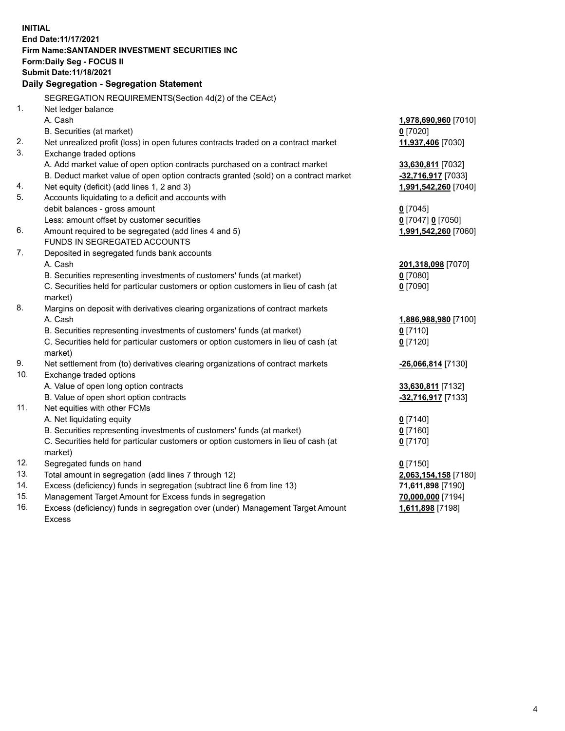**INITIAL**
**End Date:11/17/2021**
**Firm Name:SANTANDER INVESTMENT SECURITIES INC**
**Form:Daily Seg - FOCUS II**
**Submit Date:11/18/2021**

## Daily Segregation - Segregation Statement

| | | |
|---|---|---|
| | SEGREGATION REQUIREMENTS(Section 4d(2) of the CEAct) | |
| 1. | Net ledger balance | |
| | A. Cash | **1,978,690,960** [7010] |
| | B. Securities (at market) | **0** [7020] |
| 2. | Net unrealized profit (loss) in open futures contracts traded on a contract market | **11,937,406** [7030] |
| 3. | Exchange traded options | |
| | A. Add market value of open option contracts purchased on a contract market | **33,630,811** [7032] |
| | B. Deduct market value of open option contracts granted (sold) on a contract market | **-32,716,917** [7033] |
| 4. | Net equity (deficit) (add lines 1, 2 and 3) | **1,991,542,260** [7040] |
| 5. | Accounts liquidating to a deficit and accounts with debit balances - gross amount | **0** [7045] |
| | Less: amount offset by customer securities | **0** [7047] **0** [7050] |
| 6. | Amount required to be segregated (add lines 4 and 5) | **1,991,542,260** [7060] |
| | FUNDS IN SEGREGATED ACCOUNTS | |
| 7. | Deposited in segregated funds bank accounts | |
| | A. Cash | **201,318,098** [7070] |
| | B. Securities representing investments of customers' funds (at market) | **0** [7080] |
| | C. Securities held for particular customers or option customers in lieu of cash (at market) | **0** [7090] |
| 8. | Margins on deposit with derivatives clearing organizations of contract markets | |
| | A. Cash | **1,886,988,980** [7100] |
| | B. Securities representing investments of customers' funds (at market) | **0** [7110] |
| | C. Securities held for particular customers or option customers in lieu of cash (at market) | **0** [7120] |
| 9. | Net settlement from (to) derivatives clearing organizations of contract markets | **-26,066,814** [7130] |
| 10. | Exchange traded options | |
| | A. Value of open long option contracts | **33,630,811** [7132] |
| | B. Value of open short option contracts | **-32,716,917** [7133] |
| 11. | Net equities with other FCMs | |
| | A. Net liquidating equity | **0** [7140] |
| | B. Securities representing investments of customers' funds (at market) | **0** [7160] |
| | C. Securities held for particular customers or option customers in lieu of cash (at market) | **0** [7170] |
| 12. | Segregated funds on hand | **0** [7150] |
| 13. | Total amount in segregation (add lines 7 through 12) | **2,063,154,158** [7180] |
| 14. | Excess (deficiency) funds in segregation (subtract line 6 from line 13) | **71,611,898** [7190] |
| 15. | Management Target Amount for Excess funds in segregation | **70,000,000** [7194] |
| 16. | Excess (deficiency) funds in segregation over (under) Management Target Amount Excess | **1,611,898** [7198] |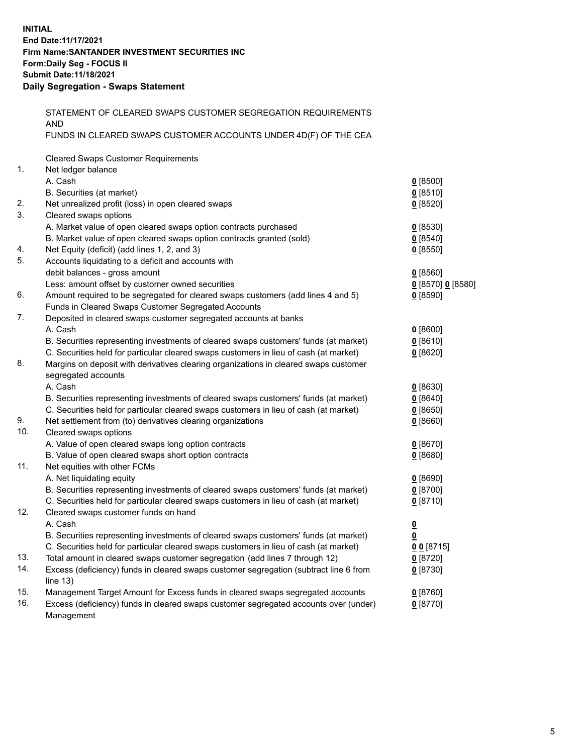**INITIAL**
**End Date:11/17/2021**
**Firm Name:SANTANDER INVESTMENT SECURITIES INC**
**Form:Daily Seg - FOCUS II**
**Submit Date:11/18/2021**
**Daily Segregation - Swaps Statement**

STATEMENT OF CLEARED SWAPS CUSTOMER SEGREGATION REQUIREMENTS AND FUNDS IN CLEARED SWAPS CUSTOMER ACCOUNTS UNDER 4D(F) OF THE CEA

| | | |
|---|---|---|
| | Cleared Swaps Customer Requirements | |
| 1. | Net ledger balance | |
| | A. Cash | 0 [8500] |
| | B. Securities (at market) | 0 [8510] |
| 2. | Net unrealized profit (loss) in open cleared swaps | 0 [8520] |
| 3. | Cleared swaps options | |
| | A. Market value of open cleared swaps option contracts purchased | 0 [8530] |
| | B. Market value of open cleared swaps option contracts granted (sold) | 0 [8540] |
| 4. | Net Equity (deficit) (add lines 1, 2, and 3) | 0 [8550] |
| 5. | Accounts liquidating to a deficit and accounts with | |
| | debit balances - gross amount | 0 [8560] |
| | Less: amount offset by customer owned securities | 0 [8570] 0 [8580] |
| 6. | Amount required to be segregated for cleared swaps customers (add lines 4 and 5) | 0 [8590] |
| | Funds in Cleared Swaps Customer Segregated Accounts | |
| 7. | Deposited in cleared swaps customer segregated accounts at banks | |
| | A. Cash | 0 [8600] |
| | B. Securities representing investments of cleared swaps customers' funds (at market) | 0 [8610] |
| | C. Securities held for particular cleared swaps customers in lieu of cash (at market) | 0 [8620] |
| 8. | Margins on deposit with derivatives clearing organizations in cleared swaps customer segregated accounts | |
| | A. Cash | 0 [8630] |
| | B. Securities representing investments of cleared swaps customers' funds (at market) | 0 [8640] |
| | C. Securities held for particular cleared swaps customers in lieu of cash (at market) | 0 [8650] |
| 9. | Net settlement from (to) derivatives clearing organizations | 0 [8660] |
| 10. | Cleared swaps options | |
| | A. Value of open cleared swaps long option contracts | 0 [8670] |
| | B. Value of open cleared swaps short option contracts | 0 [8680] |
| 11. | Net equities with other FCMs | |
| | A. Net liquidating equity | 0 [8690] |
| | B. Securities representing investments of cleared swaps customers' funds (at market) | 0 [8700] |
| | C. Securities held for particular cleared swaps customers in lieu of cash (at market) | 0 [8710] |
| 12. | Cleared swaps customer funds on hand | |
| | A. Cash | 0 |
| | B. Securities representing investments of cleared swaps customers' funds (at market) | 0 |
| | C. Securities held for particular cleared swaps customers in lieu of cash (at market) | 0 0 [8715] |
| 13. | Total amount in cleared swaps customer segregation (add lines 7 through 12) | 0 [8720] |
| 14. | Excess (deficiency) funds in cleared swaps customer segregation (subtract line 6 from line 13) | 0 [8730] |
| 15. | Management Target Amount for Excess funds in cleared swaps segregated accounts | 0 [8760] |
| 16. | Excess (deficiency) funds in cleared swaps customer segregated accounts over (under) Management | 0 [8770] |